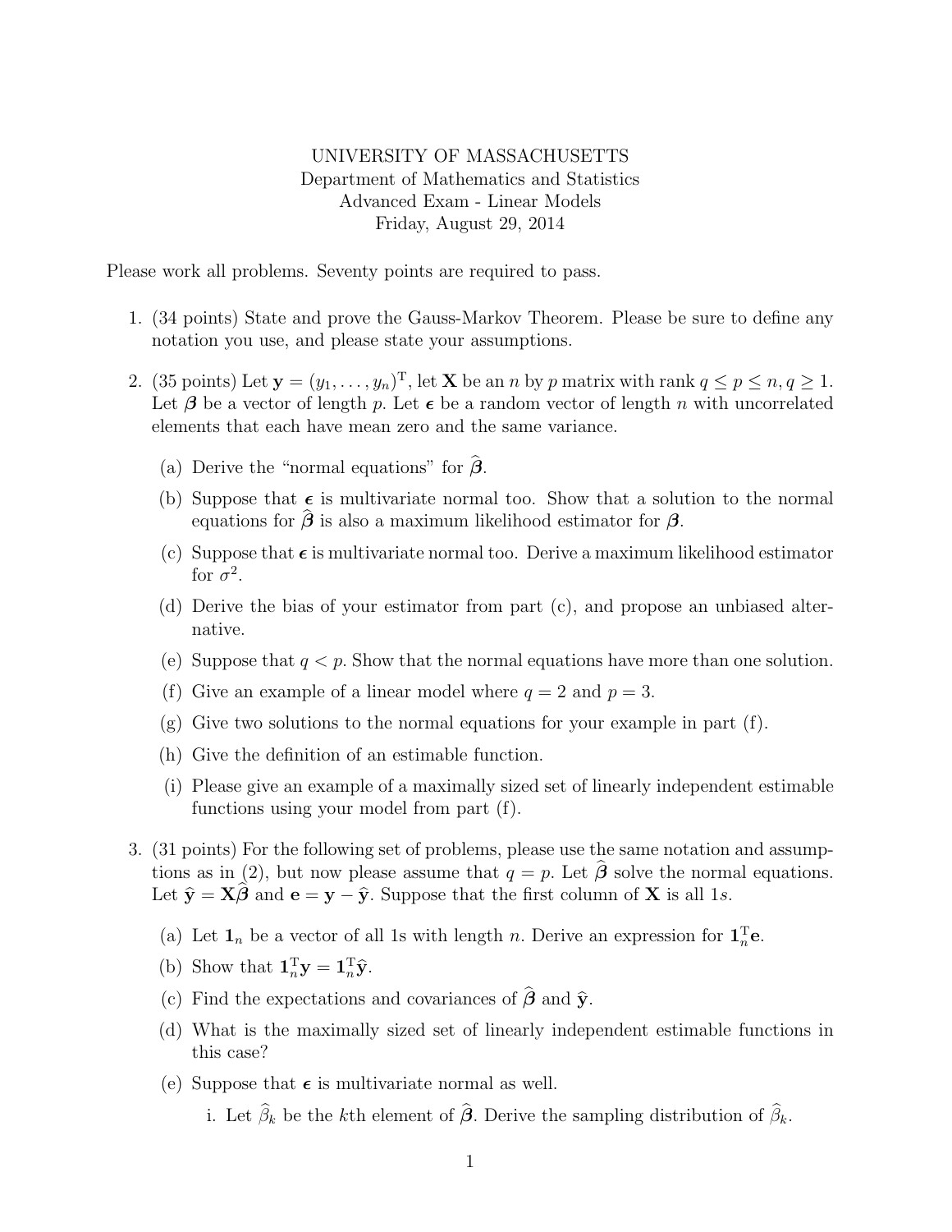UNIVERSITY OF MASSACHUSETTS
Department of Mathematics and Statistics
Advanced Exam - Linear Models
Friday, August 29, 2014

Please work all problems. Seventy points are required to pass.

1. (34 points) State and prove the Gauss-Markov Theorem. Please be sure to define any notation you use, and please state your assumptions.

2. (35 points) Let $\mathbf{y} = (y_1, \ldots, y_n)^{\mathrm{T}}$, let $\mathbf{X}$ be an $n$ by $p$ matrix with rank $q \leq p \leq n, q \geq 1$. Let $\boldsymbol{\beta}$ be a vector of length $p$. Let $\boldsymbol{\epsilon}$ be a random vector of length $n$ with uncorrelated elements that each have mean zero and the same variance.

   (a) Derive the "normal equations" for $\widehat{\boldsymbol{\beta}}$.

   (b) Suppose that $\boldsymbol{\epsilon}$ is multivariate normal too. Show that a solution to the normal equations for $\widehat{\boldsymbol{\beta}}$ is also a maximum likelihood estimator for $\boldsymbol{\beta}$.

   (c) Suppose that $\boldsymbol{\epsilon}$ is multivariate normal too. Derive a maximum likelihood estimator for $\sigma^2$.

   (d) Derive the bias of your estimator from part (c), and propose an unbiased alternative.

   (e) Suppose that $q < p$. Show that the normal equations have more than one solution.

   (f) Give an example of a linear model where $q = 2$ and $p = 3$.

   (g) Give two solutions to the normal equations for your example in part (f).

   (h) Give the definition of an estimable function.

   (i) Please give an example of a maximally sized set of linearly independent estimable functions using your model from part (f).

3. (31 points) For the following set of problems, please use the same notation and assumptions as in (2), but now please assume that $q = p$. Let $\widehat{\boldsymbol{\beta}}$ solve the normal equations. Let $\widehat{\mathbf{y}} = \mathbf{X}\widehat{\boldsymbol{\beta}}$ and $\mathbf{e} = \mathbf{y} - \widehat{\mathbf{y}}$. Suppose that the first column of $\mathbf{X}$ is all 1s.

   (a) Let $\mathbf{1}_n$ be a vector of all 1s with length $n$. Derive an expression for $\mathbf{1}_n^{\mathrm{T}}\mathbf{e}$.

   (b) Show that $\mathbf{1}_n^{\mathrm{T}}\mathbf{y} = \mathbf{1}_n^{\mathrm{T}}\widehat{\mathbf{y}}$.

   (c) Find the expectations and covariances of $\widehat{\boldsymbol{\beta}}$ and $\widehat{\mathbf{y}}$.

   (d) What is the maximally sized set of linearly independent estimable functions in this case?

   (e) Suppose that $\boldsymbol{\epsilon}$ is multivariate normal as well.

      i. Let $\widehat{\beta}_k$ be the $k$th element of $\widehat{\boldsymbol{\beta}}$. Derive the sampling distribution of $\widehat{\beta}_k$.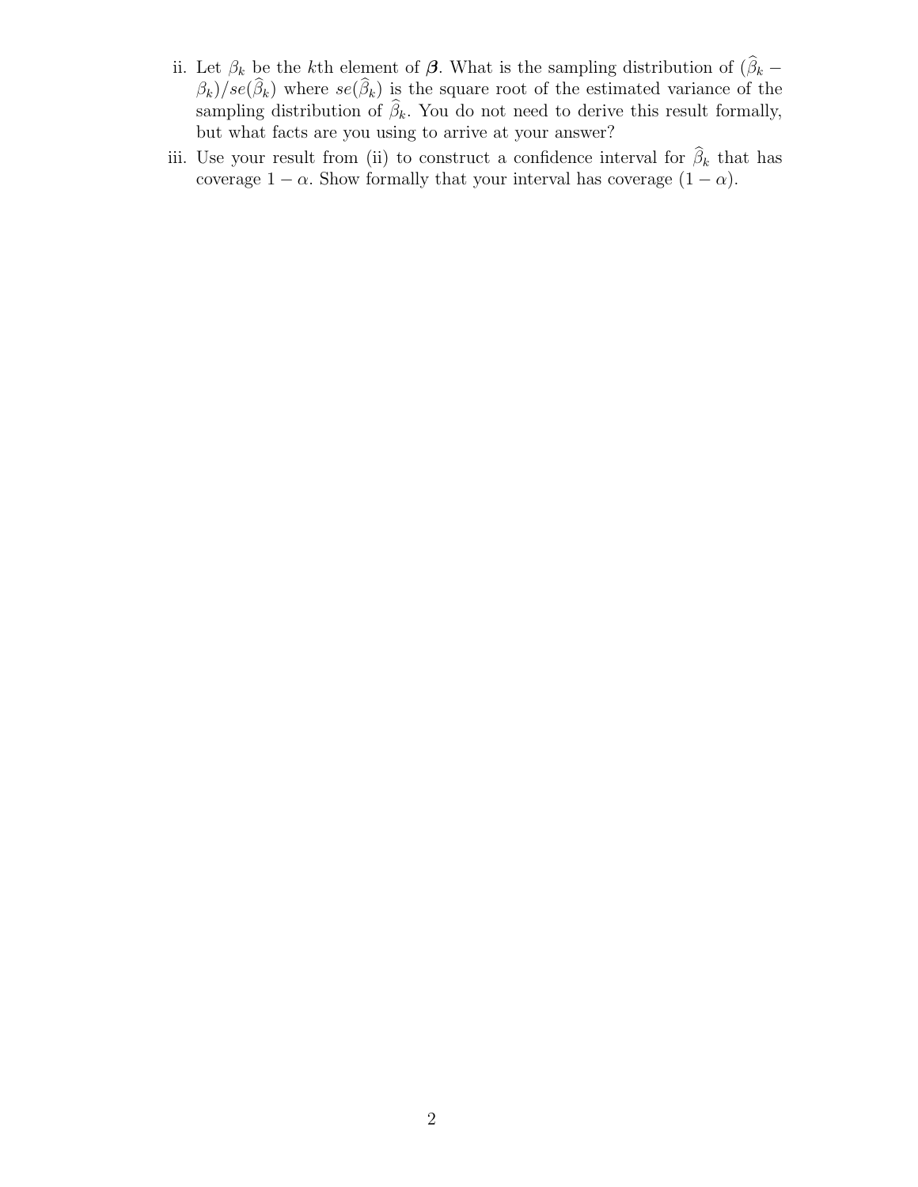ii. Let $\beta_k$ be the $k$th element of $\boldsymbol{\beta}$. What is the sampling distribution of $(\widehat{\beta}_k - \beta_k)/se(\widehat{\beta}_k)$ where $se(\widehat{\beta}_k)$ is the square root of the estimated variance of the sampling distribution of $\widehat{\beta}_k$. You do not need to derive this result formally, but what facts are you using to arrive at your answer?

iii. Use your result from (ii) to construct a confidence interval for $\widehat{\beta}_k$ that has coverage $1 - \alpha$. Show formally that your interval has coverage $(1 - \alpha)$.